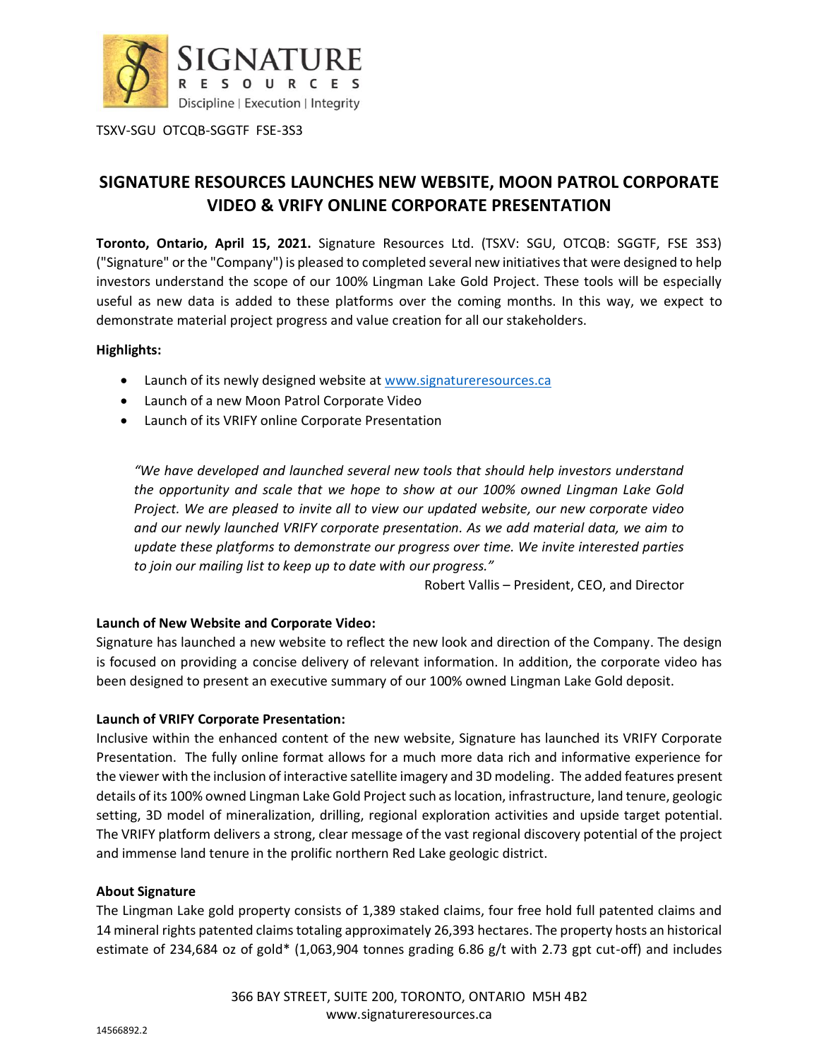TSXV-SGU OTCQB-SGGTF FSE-3S3

# SIGNATURE RESOURCES LAUNCHES NEW WEBSITE, MOON PATROL CORPORATE VIDEO & VRIFY ONLINE CORPORATE PRESENTATION

**Toronto, Ontario, April 15, 2021.** Signature Resources Ltd. (TSXV: SGU, OTCQB: SGGTF, FSE 3S3) ("Signature" or the "Company") is pleased to completed several new initiatives that were designed to help investors understand the scope of our 100% Lingman Lake Gold Project. These tools will be especially useful as new data is added to these platforms over the coming months. In this way, we expect to demonstrate material project progress and value creation for all our stakeholders.

**Highlights:**

- Launch of its newly designed website at www.signatureresources.ca
- Launch of a new Moon Patrol Corporate Video
- Launch of its VRIFY online Corporate Presentation

> *"We have developed and launched several new tools that should help investors understand the opportunity and scale that we hope to show at our 100% owned Lingman Lake Gold Project. We are pleased to invite all to view our updated website, our new corporate video and our newly launched VRIFY corporate presentation. As we add material data, we aim to update these platforms to demonstrate our progress over time. We invite interested parties to join our mailing list to keep up to date with our progress."*
>
> Robert Vallis – President, CEO, and Director

**Launch of New Website and Corporate Video:**
Signature has launched a new website to reflect the new look and direction of the Company. The design is focused on providing a concise delivery of relevant information. In addition, the corporate video has been designed to present an executive summary of our 100% owned Lingman Lake Gold deposit.

**Launch of VRIFY Corporate Presentation:**
Inclusive within the enhanced content of the new website, Signature has launched its VRIFY Corporate Presentation. The fully online format allows for a much more data rich and informative experience for the viewer with the inclusion of interactive satellite imagery and 3D modeling. The added features present details of its 100% owned Lingman Lake Gold Project such as location, infrastructure, land tenure, geologic setting, 3D model of mineralization, drilling, regional exploration activities and upside target potential. The VRIFY platform delivers a strong, clear message of the vast regional discovery potential of the project and immense land tenure in the prolific northern Red Lake geologic district.

**About Signature**
The Lingman Lake gold property consists of 1,389 staked claims, four free hold full patented claims and 14 mineral rights patented claims totaling approximately 26,393 hectares. The property hosts an historical estimate of 234,684 oz of gold* (1,063,904 tonnes grading 6.86 g/t with 2.73 gpt cut-off) and includes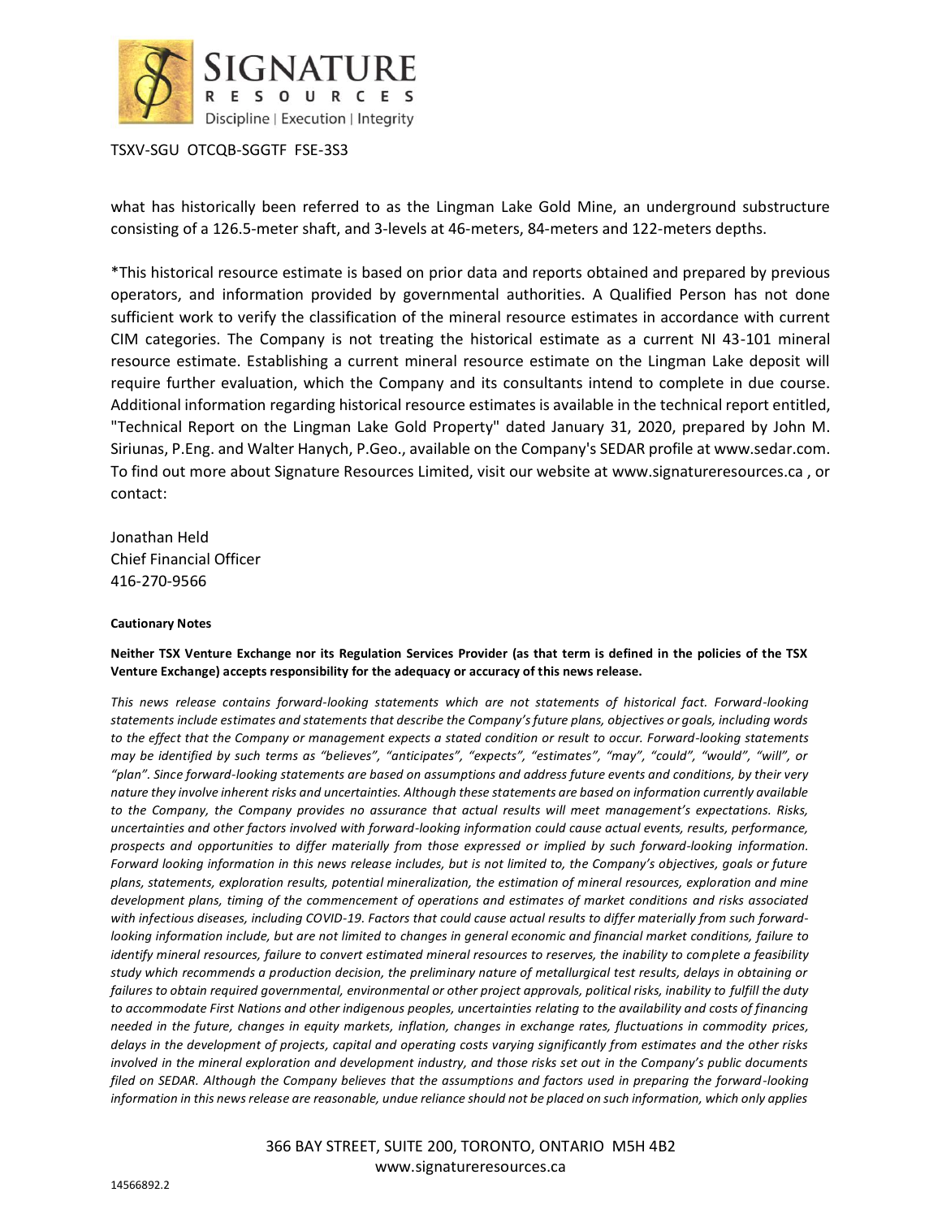what has historically been referred to as the Lingman Lake Gold Mine, an underground substructure consisting of a 126.5-meter shaft, and 3-levels at 46-meters, 84-meters and 122-meters depths.

*This historical resource estimate is based on prior data and reports obtained and prepared by previous operators, and information provided by governmental authorities. A Qualified Person has not done sufficient work to verify the classification of the mineral resource estimates in accordance with current CIM categories. The Company is not treating the historical estimate as a current NI 43-101 mineral resource estimate. Establishing a current mineral resource estimate on the Lingman Lake deposit will require further evaluation, which the Company and its consultants intend to complete in due course. Additional information regarding historical resource estimates is available in the technical report entitled, "Technical Report on the Lingman Lake Gold Property" dated January 31, 2020, prepared by John M. Siriunas, P.Eng. and Walter Hanych, P.Geo., available on the Company's SEDAR profile at www.sedar.com. To find out more about Signature Resources Limited, visit our website at www.signatureresources.ca , or contact:

Jonathan Held
Chief Financial Officer
416-270-9566

**Cautionary Notes**

**Neither TSX Venture Exchange nor its Regulation Services Provider (as that term is defined in the policies of the TSX Venture Exchange) accepts responsibility for the adequacy or accuracy of this news release.**

*This news release contains forward-looking statements which are not statements of historical fact. Forward-looking statements include estimates and statements that describe the Company's future plans, objectives or goals, including words to the effect that the Company or management expects a stated condition or result to occur. Forward-looking statements may be identified by such terms as "believes", "anticipates", "expects", "estimates", "may", "could", "would", "will", or "plan". Since forward-looking statements are based on assumptions and address future events and conditions, by their very nature they involve inherent risks and uncertainties. Although these statements are based on information currently available to the Company, the Company provides no assurance that actual results will meet management's expectations. Risks, uncertainties and other factors involved with forward-looking information could cause actual events, results, performance, prospects and opportunities to differ materially from those expressed or implied by such forward-looking information. Forward looking information in this news release includes, but is not limited to, the Company's objectives, goals or future plans, statements, exploration results, potential mineralization, the estimation of mineral resources, exploration and mine development plans, timing of the commencement of operations and estimates of market conditions and risks associated with infectious diseases, including COVID-19. Factors that could cause actual results to differ materially from such forward-looking information include, but are not limited to, changes in general economic and financial market conditions, failure to identify mineral resources, failure to convert estimated mineral resources to reserves, the inability to complete a feasibility study which recommends a production decision, the preliminary nature of metallurgical test results, delays in obtaining or failures to obtain required governmental, environmental or other project approvals, political risks, inability to fulfill the duty to accommodate First Nations and other indigenous peoples, uncertainties relating to the availability and costs of financing needed in the future, changes in equity markets, inflation, changes in exchange rates, fluctuations in commodity prices, delays in the development of projects, capital and operating costs varying significantly from estimates and the other risks involved in the mineral exploration and development industry, and those risks set out in the Company's public documents filed on SEDAR. Although the Company believes that the assumptions and factors used in preparing the forward-looking information in this news release are reasonable, undue reliance should not be placed on such information, which only applies*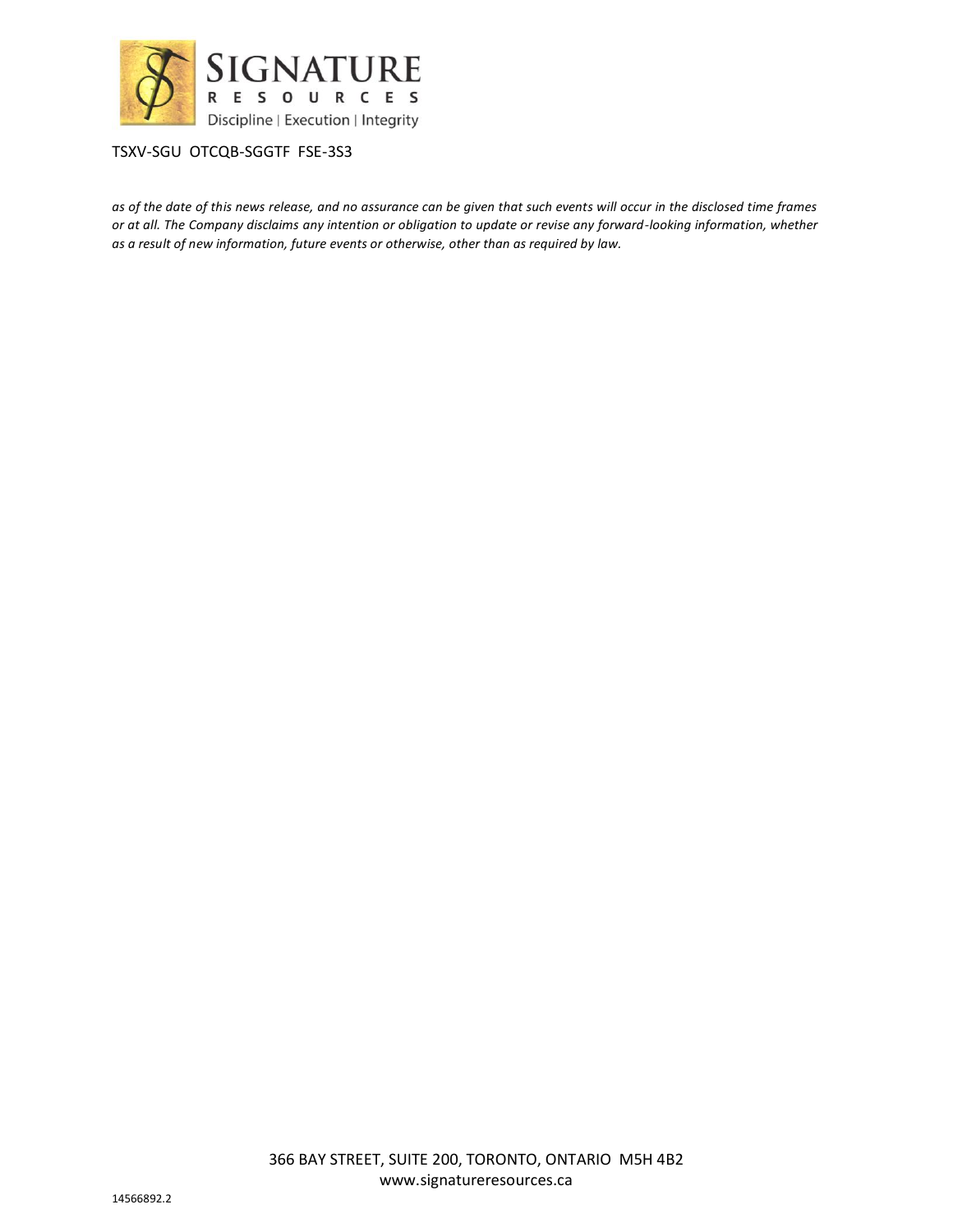*as of the date of this news release, and no assurance can be given that such events will occur in the disclosed time frames or at all. The Company disclaims any intention or obligation to update or revise any forward-looking information, whether as a result of new information, future events or otherwise, other than as required by law.*